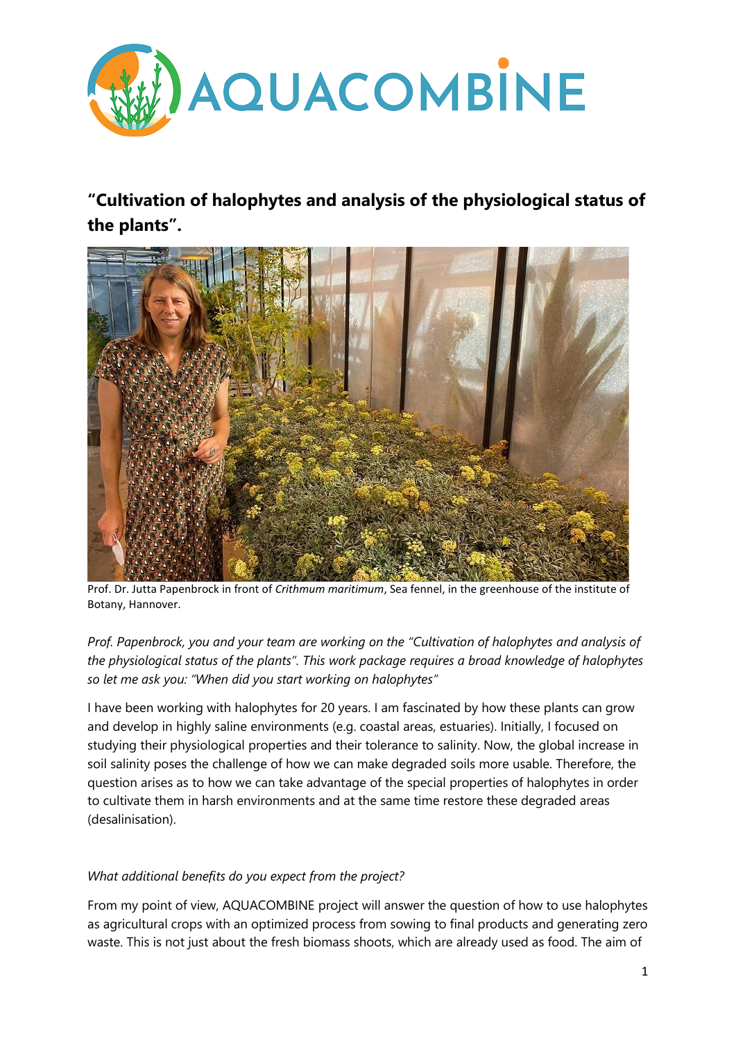## “Cultivation of halophytes and analysis of the physiological status of the plants”.

Prof. Dr. Jutta Papenbrock in front of *Crithmum maritimum*, Sea fennel, in the greenhouse of the institute of Botany, Hannover.

*Prof. Papenbrock, you and your team are working on the “Cultivation of halophytes and analysis of the physiological status of the plants”. This work package requires a broad knowledge of halophytes so let me ask you: “When did you start working on halophytes”*

I have been working with halophytes for 20 years. I am fascinated by how these plants can grow and develop in highly saline environments (e.g. coastal areas, estuaries). Initially, I focused on studying their physiological properties and their tolerance to salinity. Now, the global increase in soil salinity poses the challenge of how we can make degraded soils more usable. Therefore, the question arises as to how we can take advantage of the special properties of halophytes in order to cultivate them in harsh environments and at the same time restore these degraded areas (desalinisation).

*What additional benefits do you expect from the project?*

From my point of view, AQUACOMBINE project will answer the question of how to use halophytes as agricultural crops with an optimized process from sowing to final products and generating zero waste. This is not just about the fresh biomass shoots, which are already used as food. The aim of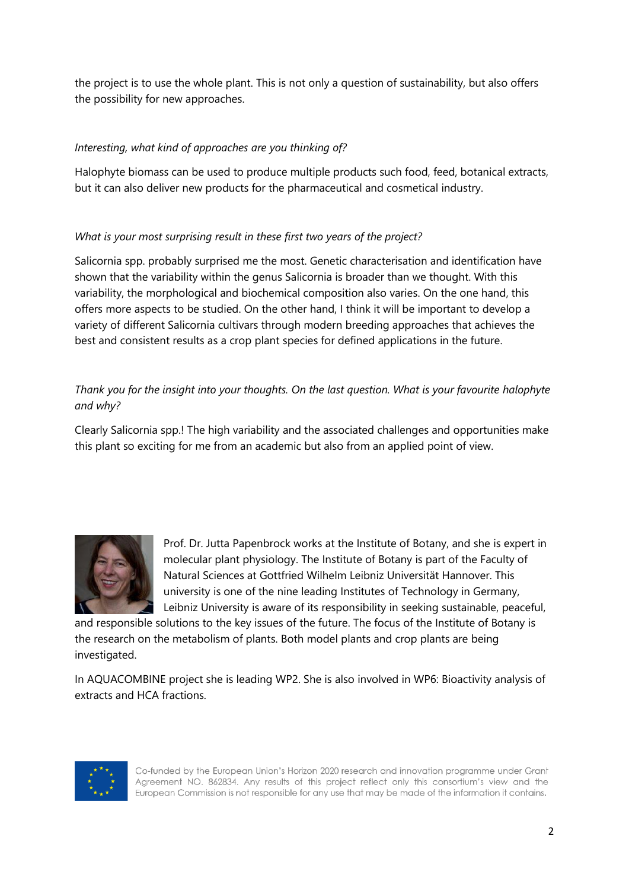the project is to use the whole plant. This is not only a question of sustainability, but also offers the possibility for new approaches.

*Interesting, what kind of approaches are you thinking of?*

Halophyte biomass can be used to produce multiple products such food, feed, botanical extracts, but it can also deliver new products for the pharmaceutical and cosmetical industry.

*What is your most surprising result in these first two years of the project?*

Salicornia spp. probably surprised me the most. Genetic characterisation and identification have shown that the variability within the genus Salicornia is broader than we thought. With this variability, the morphological and biochemical composition also varies. On the one hand, this offers more aspects to be studied. On the other hand, I think it will be important to develop a variety of different Salicornia cultivars through modern breeding approaches that achieves the best and consistent results as a crop plant species for defined applications in the future.

*Thank you for the insight into your thoughts. On the last question. What is your favourite halophyte and why?*

Clearly Salicornia spp.! The high variability and the associated challenges and opportunities make this plant so exciting for me from an academic but also from an applied point of view.

Prof. Dr. Jutta Papenbrock works at the Institute of Botany, and she is expert in molecular plant physiology. The Institute of Botany is part of the Faculty of Natural Sciences at Gottfried Wilhelm Leibniz Universität Hannover. This university is one of the nine leading Institutes of Technology in Germany, Leibniz University is aware of its responsibility in seeking sustainable, peaceful, and responsible solutions to the key issues of the future. The focus of the Institute of Botany is the research on the metabolism of plants. Both model plants and crop plants are being investigated.

In AQUACOMBINE project she is leading WP2. She is also involved in WP6: Bioactivity analysis of extracts and HCA fractions.

Co-funded by the European Union's Horizon 2020 research and innovation programme under Grant Agreement NO. 862834. Any results of this project reflect only this consortium's view and the European Commission is not responsible for any use that may be made of the information it contains.